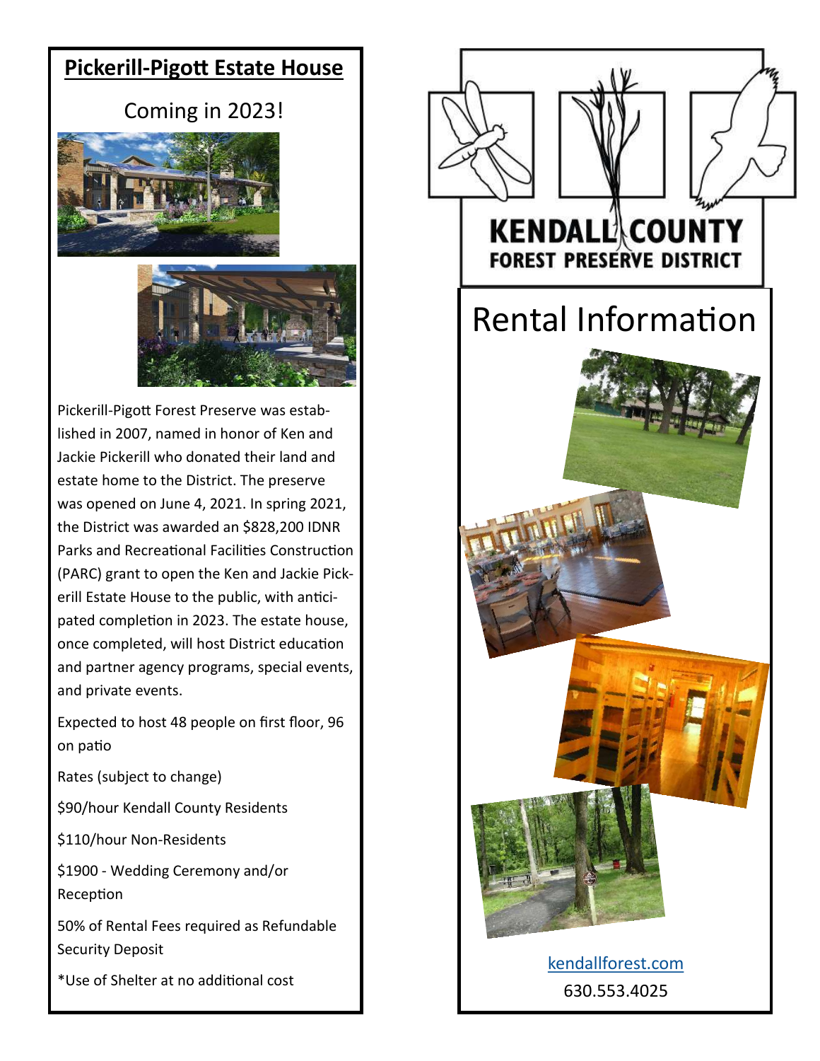## Pickerill-Pigott Estate House

Coming in 2023!

Pickerill-Pigott Forest Preserve was established in 2007, named in honor of Ken and Jackie Pickerill who donated their land and estate home to the District. The preserve was opened on June 4, 2021. In spring 2021, the District was awarded an $828,200 IDNR Parks and Recreational Facilities Construction (PARC) grant to open the Ken and Jackie Pickerill Estate House to the public, with anticipated completion in 2023. The estate house, once completed, will host District education and partner agency programs, special events, and private events.

Expected to host 48 people on first floor, 96 on patio

Rates (subject to change)

$90/hour Kendall County Residents

$110/hour Non-Residents

$1900 - Wedding Ceremony and/or Reception

50% of Rental Fees required as Refundable Security Deposit

*Use of Shelter at no additional cost

**KENDALL COUNTY**
**FOREST PRESERVE DISTRICT**

# Rental Information

kendallforest.com

630.553.4025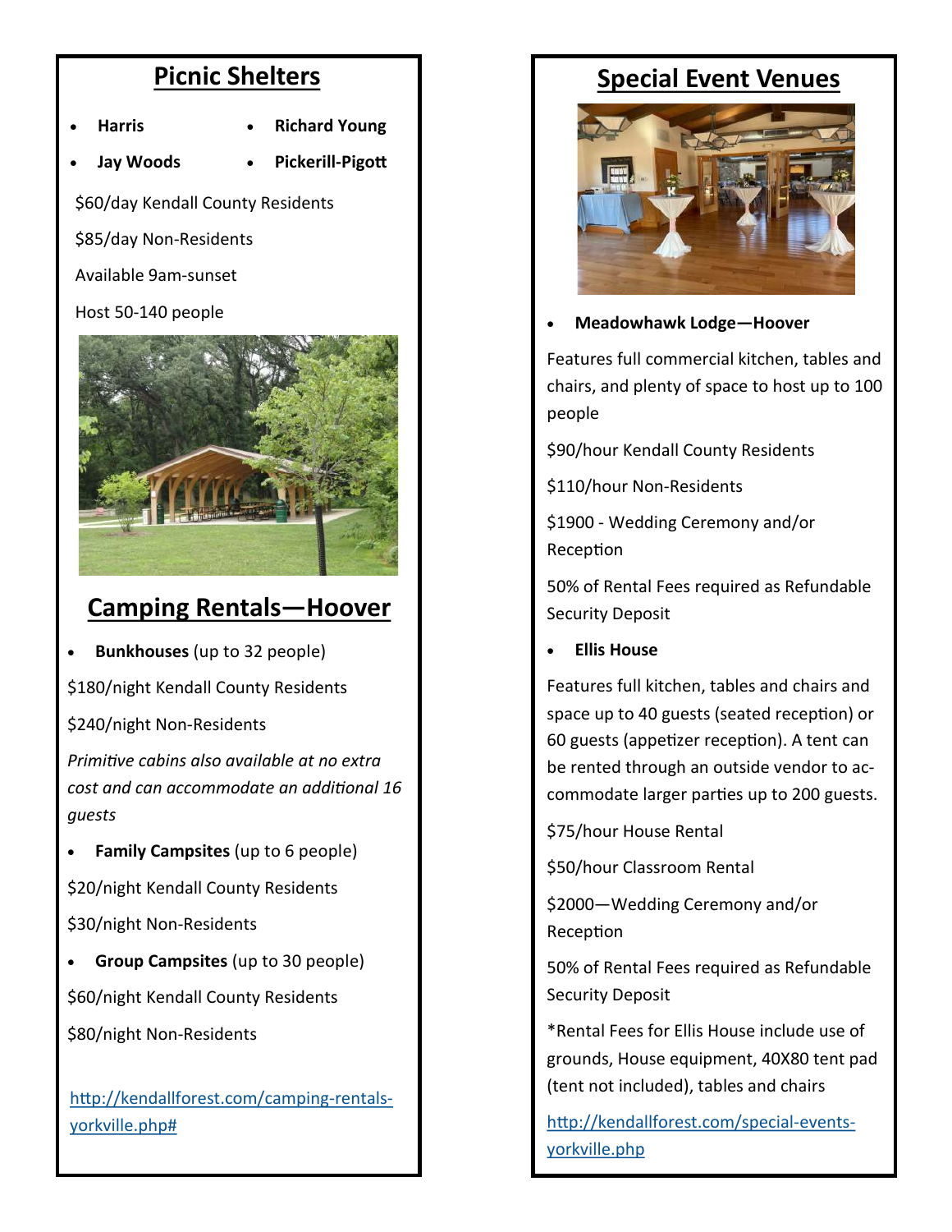## Picnic Shelters

- **Harris**
- **Richard Young**
- **Jay Woods**
- **Pickerill-Pigott**

$60/day Kendall County Residents

$85/day Non-Residents

Available 9am-sunset

Host 50-140 people

## Camping Rentals—Hoover

- **Bunkhouses** (up to 32 people)

$180/night Kendall County Residents

$240/night Non-Residents

*Primitive cabins also available at no extra cost and can accommodate an additional 16 guests*

- **Family Campsites** (up to 6 people)

$20/night Kendall County Residents

$30/night Non-Residents

- **Group Campsites** (up to 30 people)

$60/night Kendall County Residents

$80/night Non-Residents

http://kendallforest.com/camping-rentals-yorkville.php#

## Special Event Venues

- **Meadowhawk Lodge—Hoover**

Features full commercial kitchen, tables and chairs, and plenty of space to host up to 100 people

$90/hour Kendall County Residents

$110/hour Non-Residents

$1900 - Wedding Ceremony and/or Reception

50% of Rental Fees required as Refundable Security Deposit

- **Ellis House**

Features full kitchen, tables and chairs and space up to 40 guests (seated reception) or 60 guests (appetizer reception). A tent can be rented through an outside vendor to accommodate larger parties up to 200 guests.

$75/hour House Rental

$50/hour Classroom Rental

$2000—Wedding Ceremony and/or Reception

50% of Rental Fees required as Refundable Security Deposit

*Rental Fees for Ellis House include use of grounds, House equipment, 40X80 tent pad (tent not included), tables and chairs

http://kendallforest.com/special-events-yorkville.php